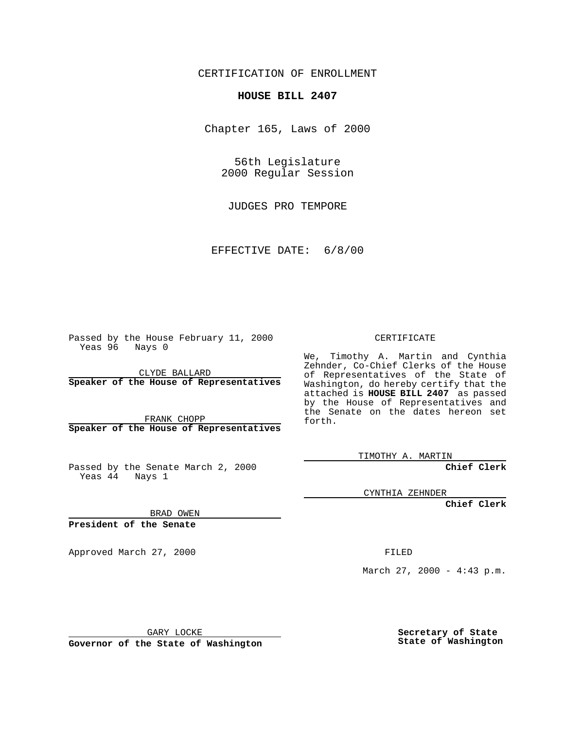CERTIFICATION OF ENROLLMENT

**HOUSE BILL 2407**

Chapter 165, Laws of 2000

56th Legislature
2000 Regular Session

JUDGES PRO TEMPORE

EFFECTIVE DATE: 6/8/00

Passed by the House February 11, 2000
Yeas 96 Nays 0

CLYDE BALLARD
**Speaker of the House of Representatives**

FRANK CHOPP
**Speaker of the House of Representatives**

Passed by the Senate March 2, 2000
Yeas 44 Nays 1

BRAD OWEN
**President of the Senate**

Approved March 27, 2000

GARY LOCKE
**Governor of the State of Washington**

CERTIFICATE

We, Timothy A. Martin and Cynthia Zehnder, Co-Chief Clerks of the House of Representatives of the State of Washington, do hereby certify that the attached is **HOUSE BILL 2407** as passed by the House of Representatives and the Senate on the dates hereon set forth.

TIMOTHY A. MARTIN
**Chief Clerk**

CYNTHIA ZEHNDER
**Chief Clerk**

FILED

March 27, 2000 - 4:43 p.m.

**Secretary of State**
**State of Washington**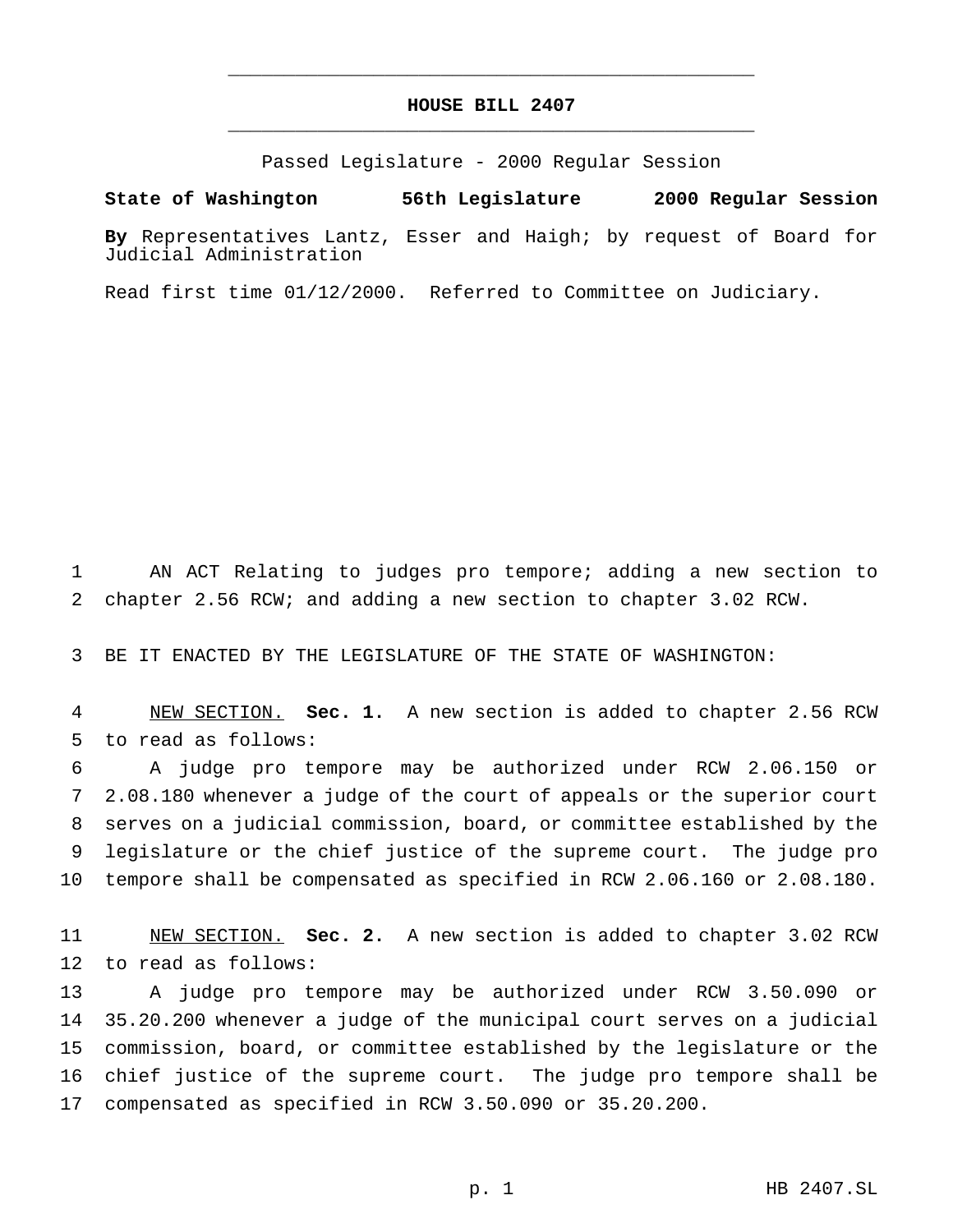# HOUSE BILL 2407

Passed Legislature - 2000 Regular Session

**State of Washington 56th Legislature 2000 Regular Session**

**By** Representatives Lantz, Esser and Haigh; by request of Board for Judicial Administration

Read first time 01/12/2000. Referred to Committee on Judiciary.

AN ACT Relating to judges pro tempore; adding a new section to chapter 2.56 RCW; and adding a new section to chapter 3.02 RCW.

BE IT ENACTED BY THE LEGISLATURE OF THE STATE OF WASHINGTON:

NEW SECTION. **Sec. 1.** A new section is added to chapter 2.56 RCW to read as follows:

A judge pro tempore may be authorized under RCW 2.06.150 or 2.08.180 whenever a judge of the court of appeals or the superior court serves on a judicial commission, board, or committee established by the legislature or the chief justice of the supreme court. The judge pro tempore shall be compensated as specified in RCW 2.06.160 or 2.08.180.

NEW SECTION. **Sec. 2.** A new section is added to chapter 3.02 RCW to read as follows:

A judge pro tempore may be authorized under RCW 3.50.090 or 35.20.200 whenever a judge of the municipal court serves on a judicial commission, board, or committee established by the legislature or the chief justice of the supreme court. The judge pro tempore shall be compensated as specified in RCW 3.50.090 or 35.20.200.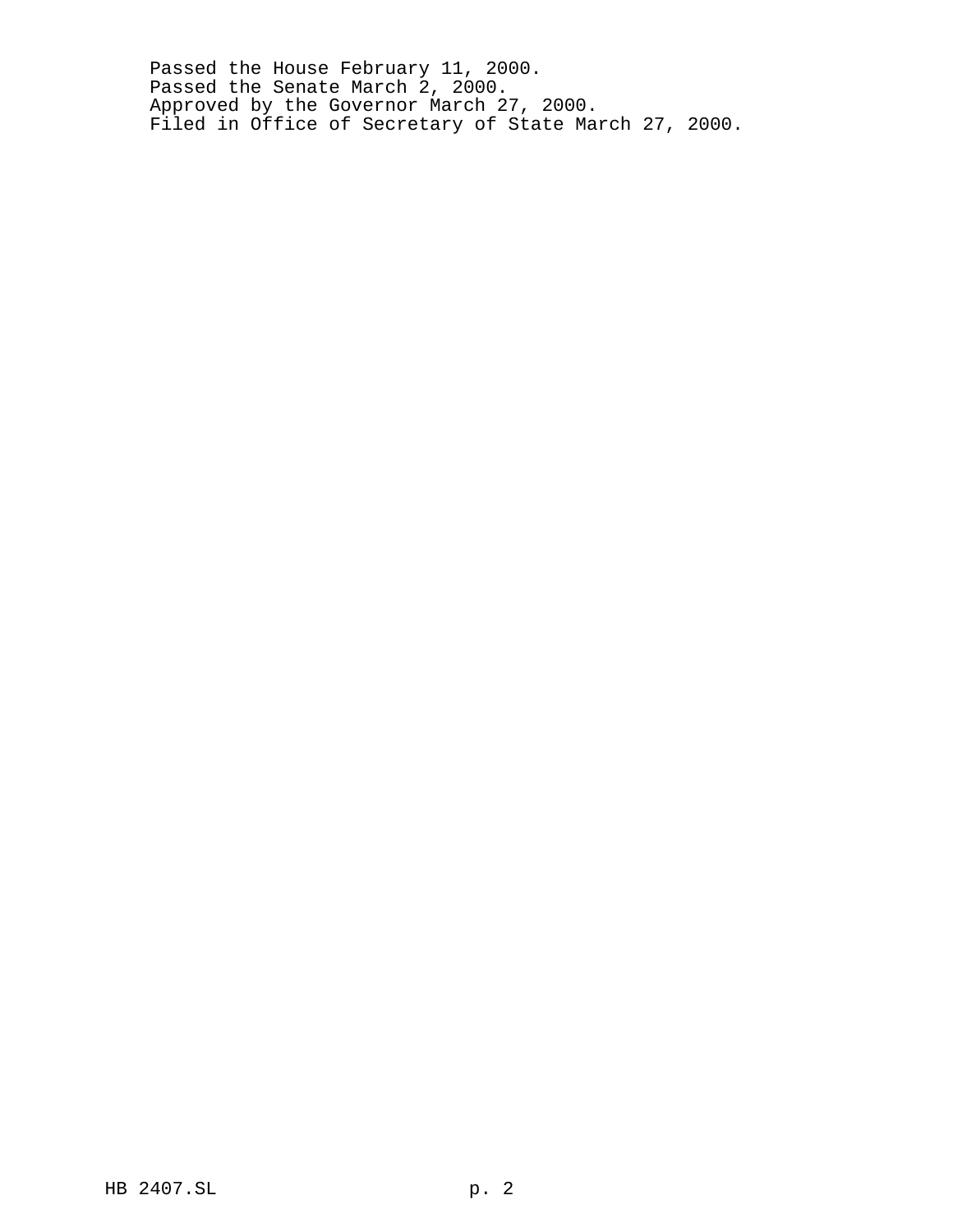Passed the House February 11, 2000.
Passed the Senate March 2, 2000.
Approved by the Governor March 27, 2000.
Filed in Office of Secretary of State March 27, 2000.